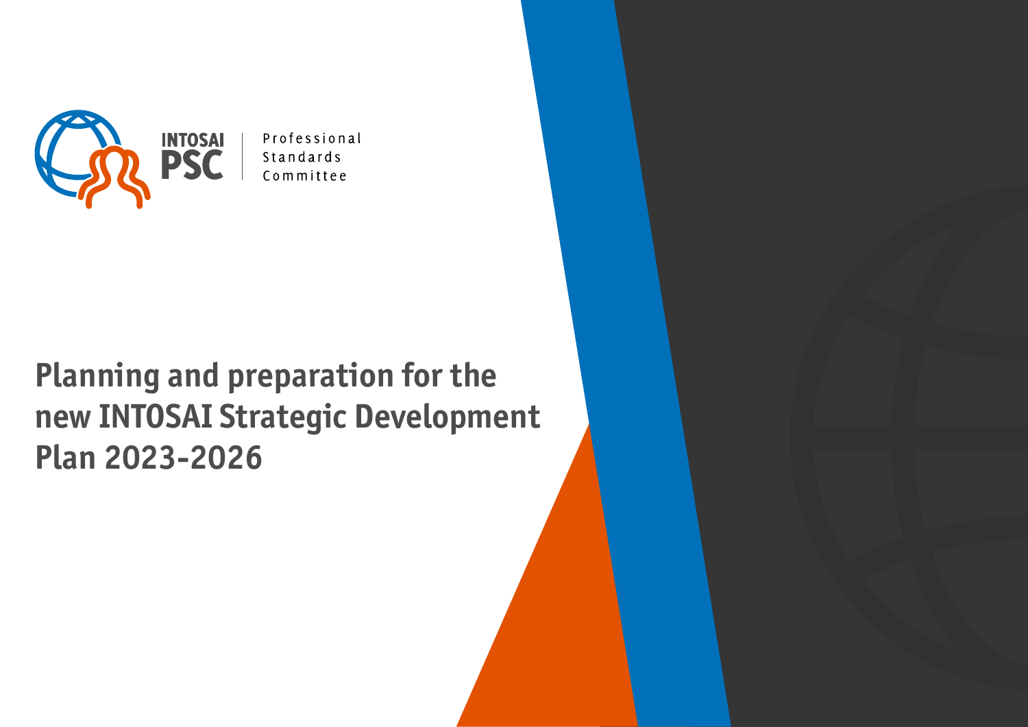INTOSAI PSC | Professional Standards Committee

# Planning and preparation for the new INTOSAI Strategic Development Plan 2023-2026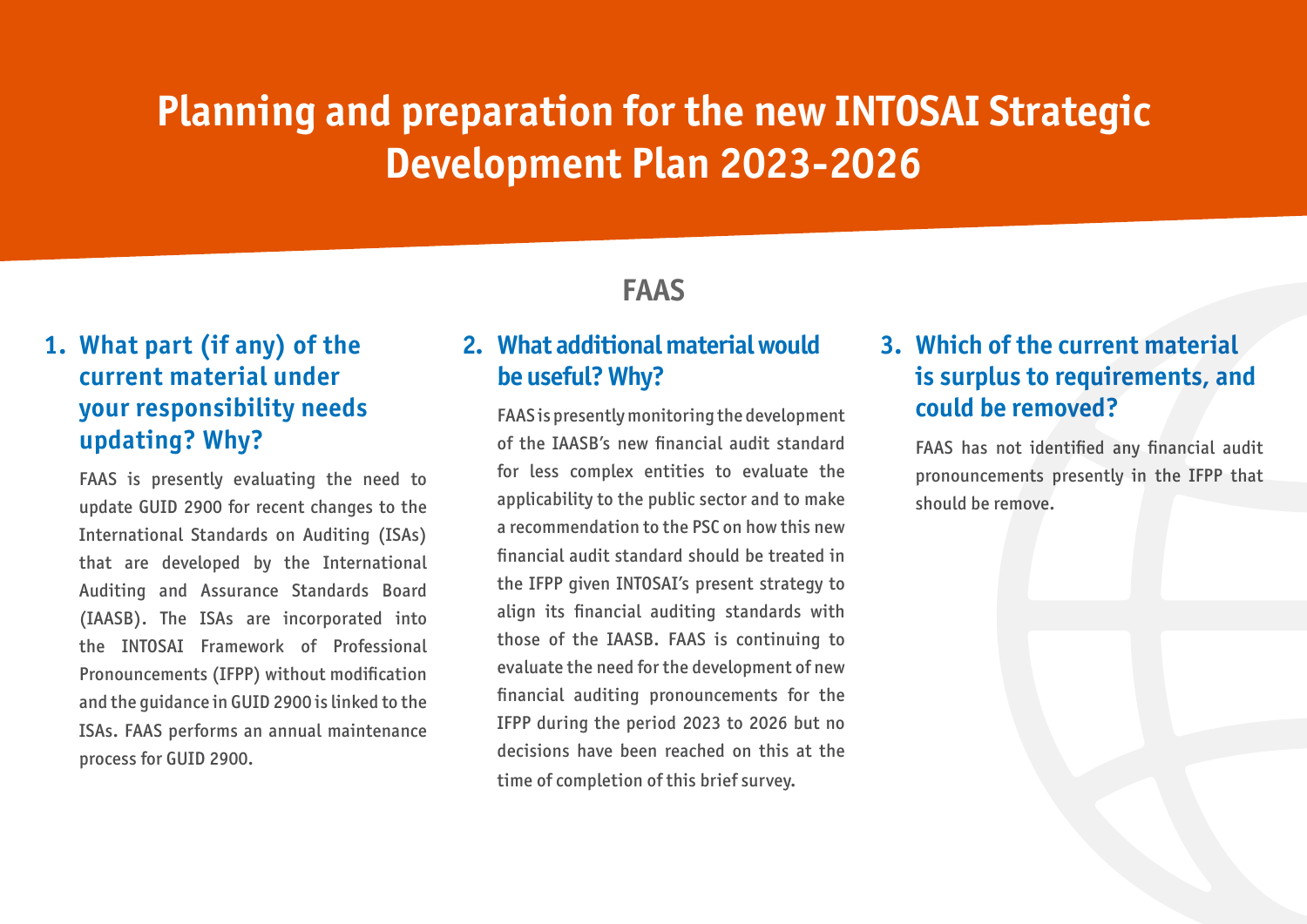# Planning and preparation for the new INTOSAI Strategic Development Plan 2023-2026

## FAAS

### 1. What part (if any) of the current material under your responsibility needs updating? Why?

FAAS is presently evaluating the need to update GUID 2900 for recent changes to the International Standards on Auditing (ISAs) that are developed by the International Auditing and Assurance Standards Board (IAASB). The ISAs are incorporated into the INTOSAI Framework of Professional Pronouncements (IFPP) without modification and the guidance in GUID 2900 is linked to the ISAs. FAAS performs an annual maintenance process for GUID 2900.

### 2. What additional material would be useful? Why?

FAAS is presently monitoring the development of the IAASB's new financial audit standard for less complex entities to evaluate the applicability to the public sector and to make a recommendation to the PSC on how this new financial audit standard should be treated in the IFPP given INTOSAI's present strategy to align its financial auditing standards with those of the IAASB. FAAS is continuing to evaluate the need for the development of new financial auditing pronouncements for the IFPP during the period 2023 to 2026 but no decisions have been reached on this at the time of completion of this brief survey.

### 3. Which of the current material is surplus to requirements, and could be removed?

FAAS has not identified any financial audit pronouncements presently in the IFPP that should be remove.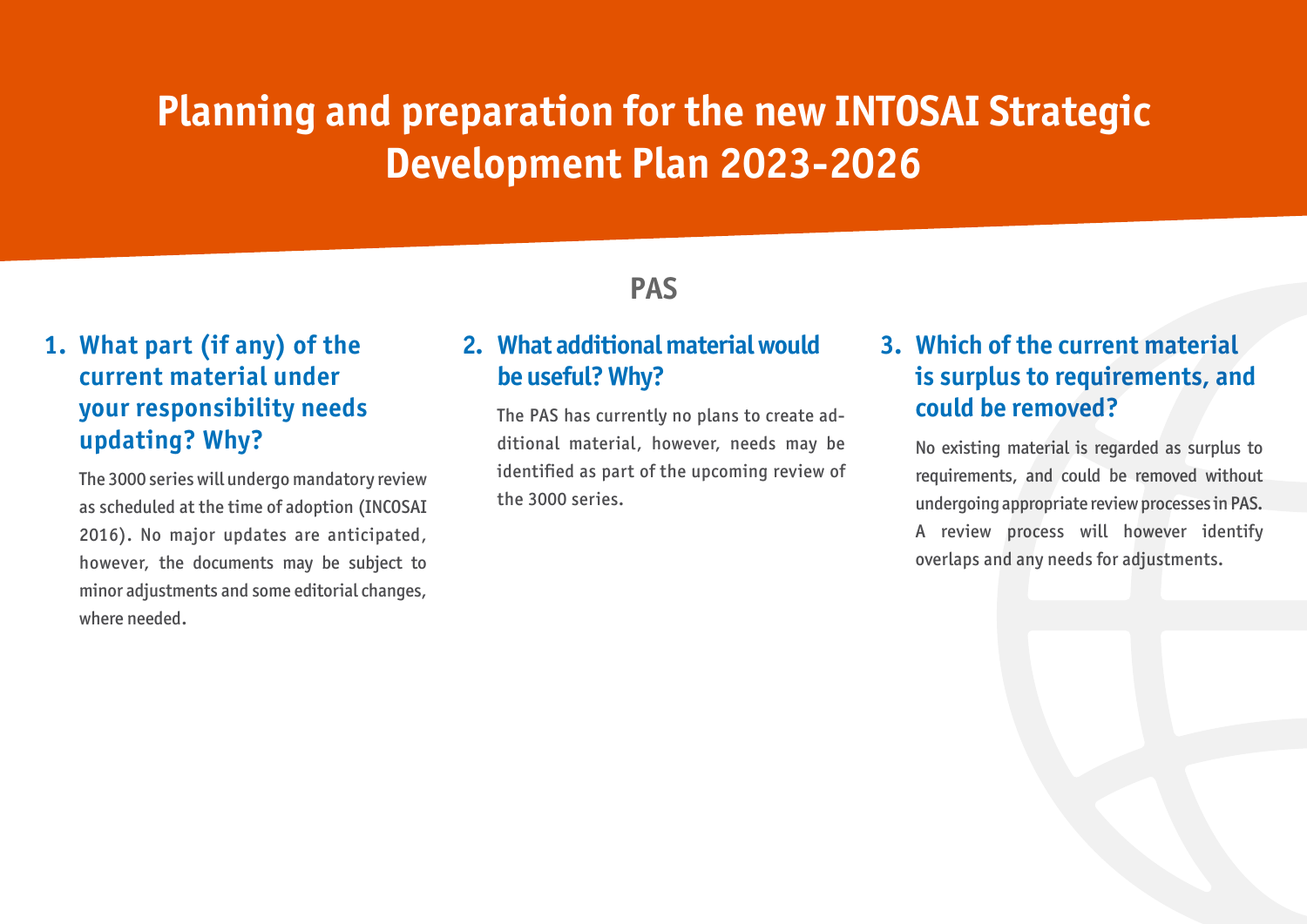# Planning and preparation for the new INTOSAI Strategic Development Plan 2023-2026

## PAS

### 1. What part (if any) of the current material under your responsibility needs updating? Why?

The 3000 series will undergo mandatory review as scheduled at the time of adoption (INCOSAI 2016). No major updates are anticipated, however, the documents may be subject to minor adjustments and some editorial changes, where needed.

### 2. What additional material would be useful? Why?

The PAS has currently no plans to create additional material, however, needs may be identified as part of the upcoming review of the 3000 series.

### 3. Which of the current material is surplus to requirements, and could be removed?

No existing material is regarded as surplus to requirements, and could be removed without undergoing appropriate review processes in PAS. A review process will however identify overlaps and any needs for adjustments.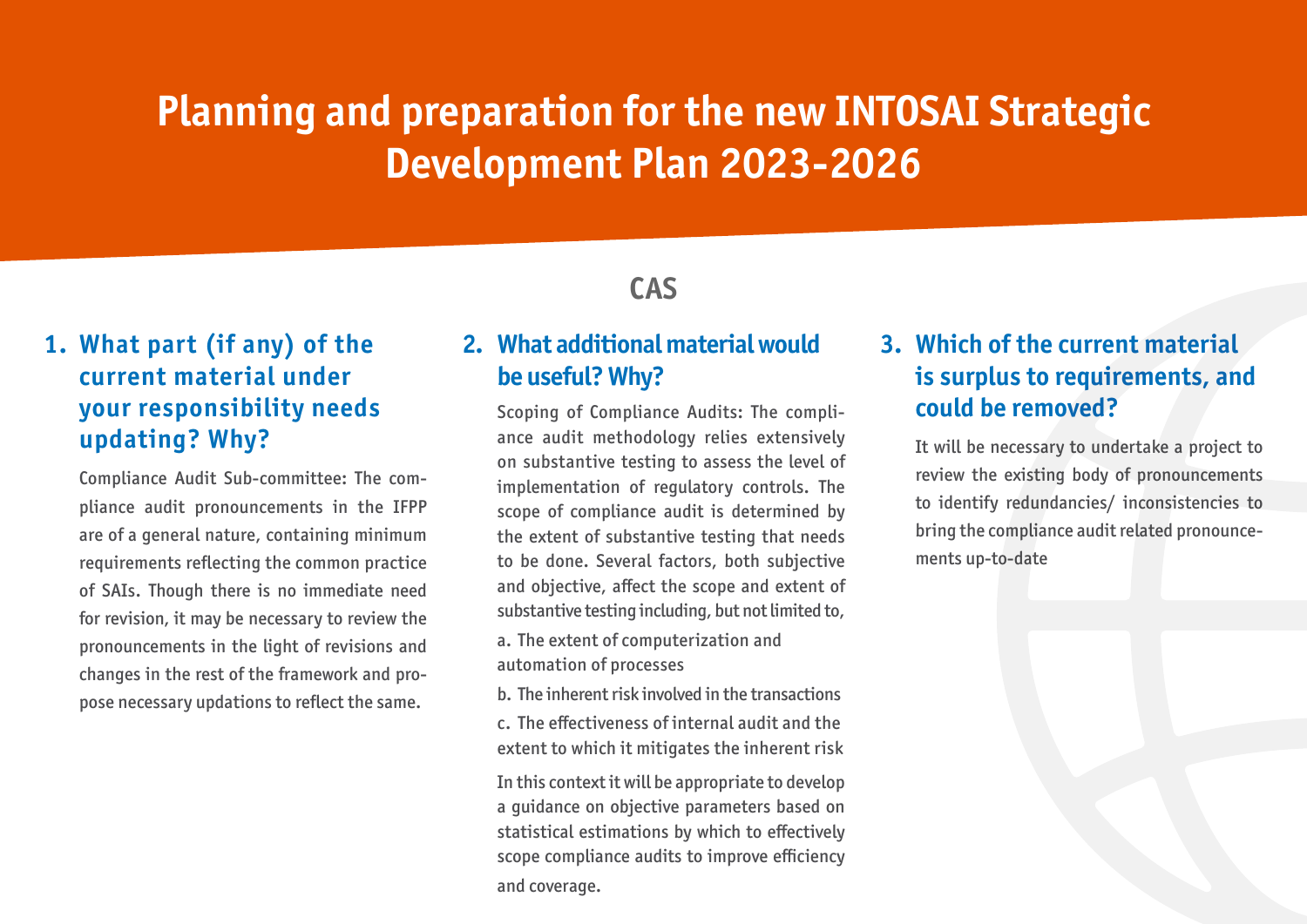# Planning and preparation for the new INTOSAI Strategic Development Plan 2023-2026

## CAS

### 1. What part (if any) of the current material under your responsibility needs updating? Why?

Compliance Audit Sub-committee: The compliance audit pronouncements in the IFPP are of a general nature, containing minimum requirements reflecting the common practice of SAIs. Though there is no immediate need for revision, it may be necessary to review the pronouncements in the light of revisions and changes in the rest of the framework and propose necessary updations to reflect the same.

### 2. What additional material would be useful? Why?

Scoping of Compliance Audits: The compliance audit methodology relies extensively on substantive testing to assess the level of implementation of regulatory controls. The scope of compliance audit is determined by the extent of substantive testing that needs to be done. Several factors, both subjective and objective, affect the scope and extent of substantive testing including, but not limited to,

a. The extent of computerization and automation of processes

b. The inherent risk involved in the transactions

c. The effectiveness of internal audit and the extent to which it mitigates the inherent risk

In this context it will be appropriate to develop a guidance on objective parameters based on statistical estimations by which to effectively scope compliance audits to improve efficiency and coverage.

### 3. Which of the current material is surplus to requirements, and could be removed?

It will be necessary to undertake a project to review the existing body of pronouncements to identify redundancies/ inconsistencies to bring the compliance audit related pronouncements up-to-date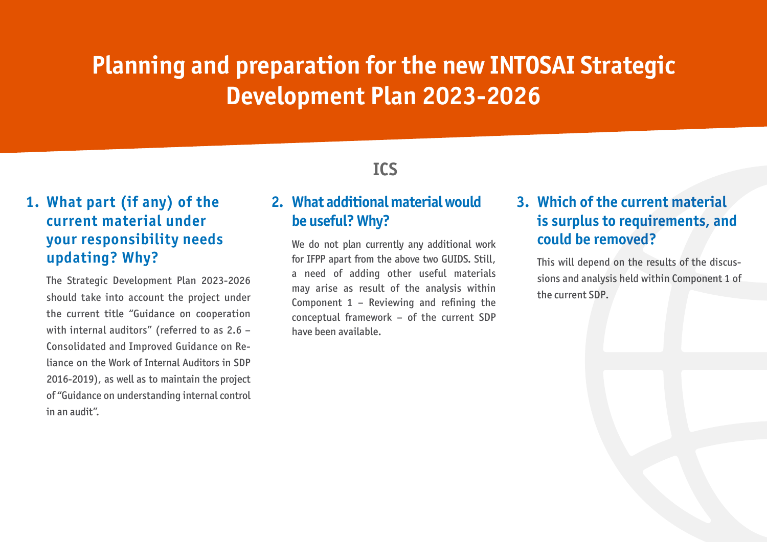# Planning and preparation for the new INTOSAI Strategic Development Plan 2023-2026

## ICS

### 1. What part (if any) of the current material under your responsibility needs updating? Why?

The Strategic Development Plan 2023-2026 should take into account the project under the current title "Guidance on cooperation with internal auditors" (referred to as 2.6 – Consolidated and Improved Guidance on Reliance on the Work of Internal Auditors in SDP 2016-2019), as well as to maintain the project of "Guidance on understanding internal control in an audit".

### 2. What additional material would be useful? Why?

We do not plan currently any additional work for IFPP apart from the above two GUIDS. Still, a need of adding other useful materials may arise as result of the analysis within Component 1 – Reviewing and refining the conceptual framework – of the current SDP have been available.

### 3. Which of the current material is surplus to requirements, and could be removed?

This will depend on the results of the discussions and analysis held within Component 1 of the current SDP.